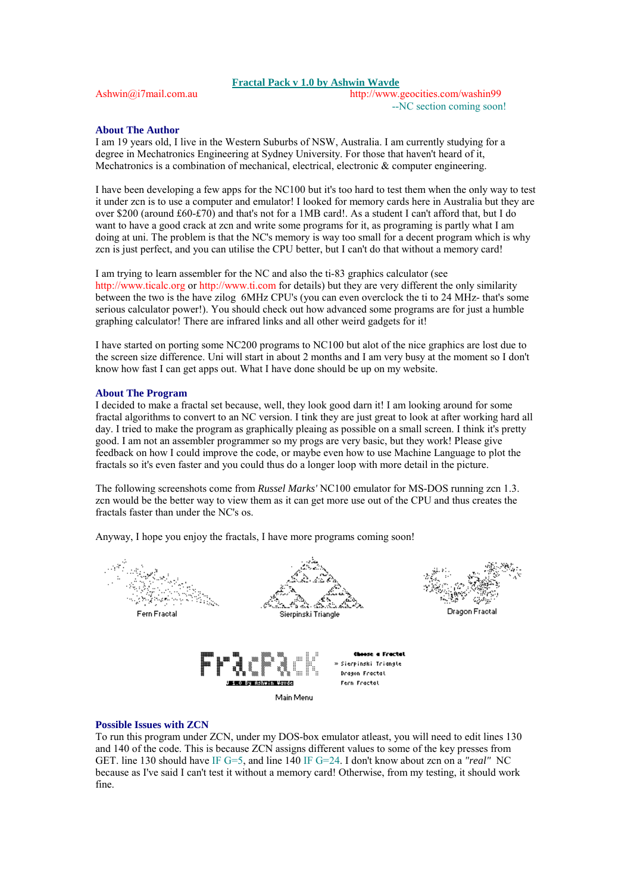# Fractal Pack v 1.0 by Ashwin Wavde

Ashwin@i7mail.com.au http://www.geocities.com/washin99
--NC section coming soon!

## About The Author

I am 19 years old, I live in the Western Suburbs of NSW, Australia. I am currently studying for a degree in Mechatronics Engineering at Sydney University. For those that haven't heard of it, Mechatronics is a combination of mechanical, electrical, electronic & computer engineering.

I have been developing a few apps for the NC100 but it's too hard to test them when the only way to test it under zcn is to use a computer and emulator! I looked for memory cards here in Australia but they are over $200 (around £60-£70) and that's not for a 1MB card!. As a student I can't afford that, but I do want to have a good crack at zcn and write some programs for it, as programing is partly what I am doing at uni. The problem is that the NC's memory is way too small for a decent program which is why zcn is just perfect, and you can utilise the CPU better, but I can't do that without a memory card!

I am trying to learn assembler for the NC and also the ti-83 graphics calculator (see http://www.ticalc.org or http://www.ti.com for details) but they are very different the only similarity between the two is the have zilog 6MHz CPU's (you can even overclock the ti to 24 MHz- that's some serious calculator power!). You should check out how advanced some programs are for just a humble graphing calculator! There are infrared links and all other weird gadgets for it!

I have started on porting some NC200 programs to NC100 but alot of the nice graphics are lost due to the screen size difference. Uni will start in about 2 months and I am very busy at the moment so I don't know how fast I can get apps out. What I have done should be up on my website.

## About The Program

I decided to make a fractal set because, well, they look good darn it! I am looking around for some fractal algorithms to convert to an NC version. I tink they are just great to look at after working hard all day. I tried to make the program as graphically pleaing as possible on a small screen. I think it's pretty good. I am not an assembler programmer so my progs are very basic, but they work! Please give feedback on how I could improve the code, or maybe even how to use Machine Language to plot the fractals so it's even faster and you could thus do a longer loop with more detail in the picture.

The following screenshots come from *Russel Marks'* NC100 emulator for MS-DOS running zcn 1.3. zcn would be the better way to view them as it can get more use out of the CPU and thus creates the fractals faster than under the NC's os.

Anyway, I hope you enjoy the fractals, I have more programs coming soon!

Fern Fractal

Sierpinski Triangle

Dragon Fractal

Main Menu

## Possible Issues with ZCN

To run this program under ZCN, under my DOS-box emulator atleast, you will need to edit lines 130 and 140 of the code. This is because ZCN assigns different values to some of the key presses from GET. line 130 should have IF G=5, and line 140 IF G=24. I don't know about zcn on a *"real"* NC because as I've said I can't test it without a memory card! Otherwise, from my testing, it should work fine.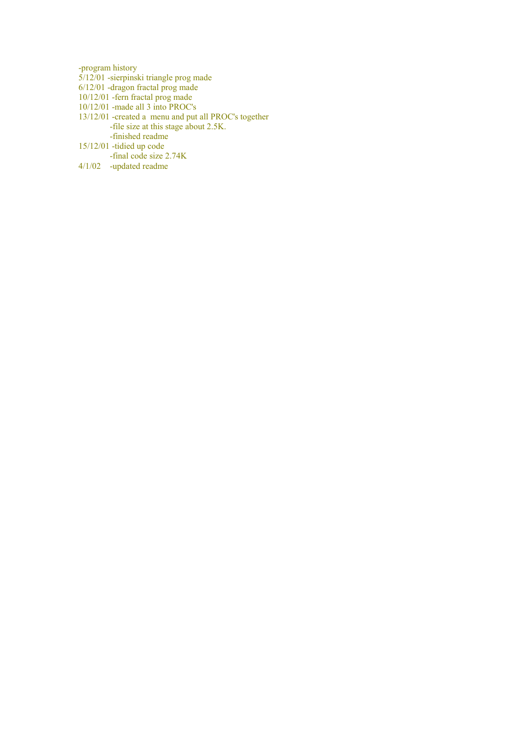-program history

5/12/01 -sierpinski triangle prog made

6/12/01 -dragon fractal prog made

10/12/01 -fern fractal prog made

10/12/01 -made all 3 into PROC's

13/12/01 -created a menu and put all PROC's together

-file size at this stage about 2.5K.

-finished readme

15/12/01 -tidied up code

-final code size 2.74K

4/1/02 -updated readme